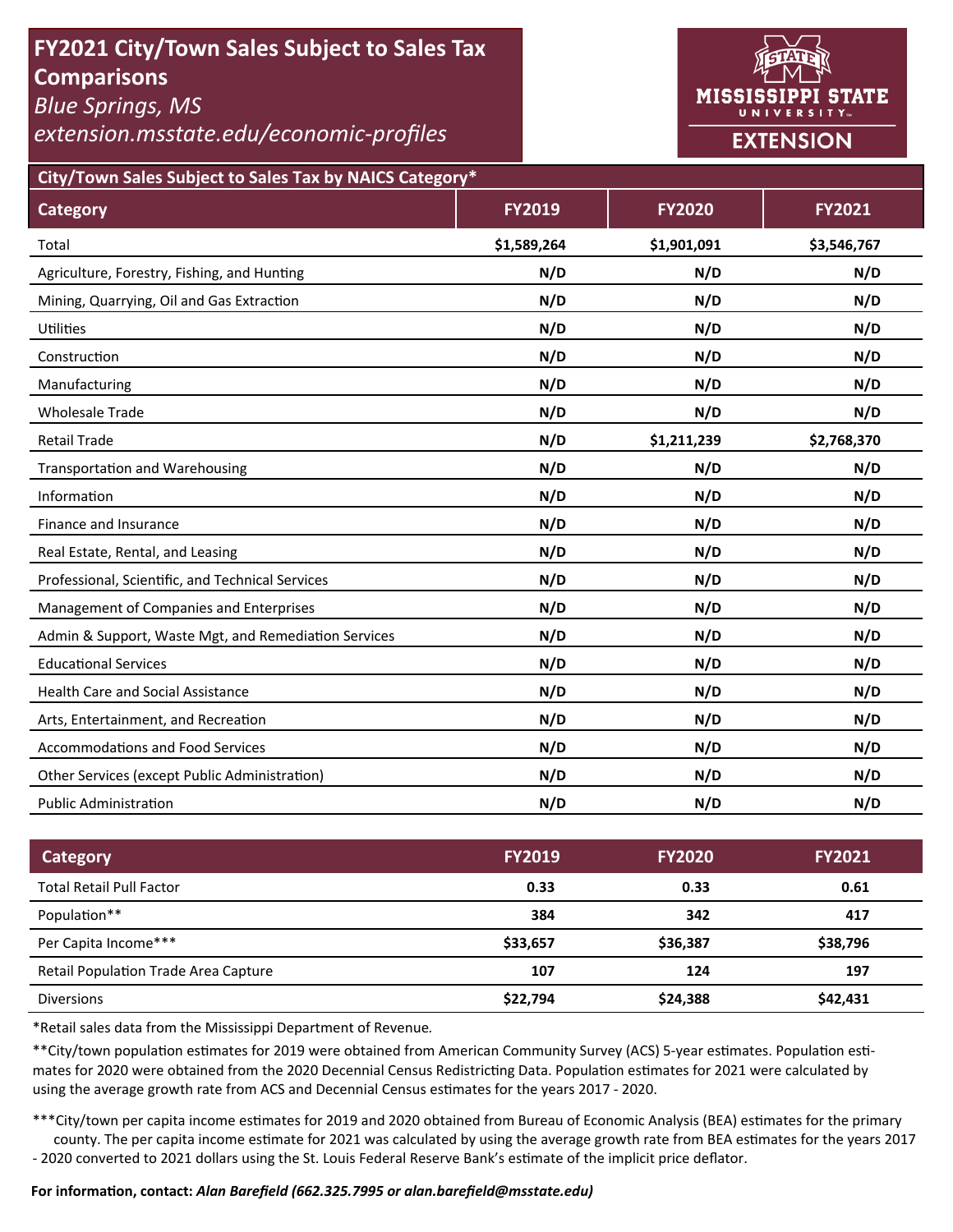# FY2021 City/Town Sales Subject to Sales Tax Comparisons

*Blue Springs, MS*

*extension.msstate.edu/economic-profiles*

MISSISSIPPI STATE UNIVERSITY EXTENSION

## City/Town Sales Subject to Sales Tax by NAICS Category*

| Category | FY2019 | FY2020 | FY2021 |
|---|---|---|---|
| Total | $1,589,264 | $1,901,091 | $3,546,767 |
| Agriculture, Forestry, Fishing, and Hunting | N/D | N/D | N/D |
| Mining, Quarrying, Oil and Gas Extraction | N/D | N/D | N/D |
| Utilities | N/D | N/D | N/D |
| Construction | N/D | N/D | N/D |
| Manufacturing | N/D | N/D | N/D |
| Wholesale Trade | N/D | N/D | N/D |
| Retail Trade | N/D | $1,211,239 | $2,768,370 |
| Transportation and Warehousing | N/D | N/D | N/D |
| Information | N/D | N/D | N/D |
| Finance and Insurance | N/D | N/D | N/D |
| Real Estate, Rental, and Leasing | N/D | N/D | N/D |
| Professional, Scientific, and Technical Services | N/D | N/D | N/D |
| Management of Companies and Enterprises | N/D | N/D | N/D |
| Admin & Support, Waste Mgt, and Remediation Services | N/D | N/D | N/D |
| Educational Services | N/D | N/D | N/D |
| Health Care and Social Assistance | N/D | N/D | N/D |
| Arts, Entertainment, and Recreation | N/D | N/D | N/D |
| Accommodations and Food Services | N/D | N/D | N/D |
| Other Services (except Public Administration) | N/D | N/D | N/D |
| Public Administration | N/D | N/D | N/D |

| Category | FY2019 | FY2020 | FY2021 |
|---|---|---|---|
| Total Retail Pull Factor | 0.33 | 0.33 | 0.61 |
| Population** | 384 | 342 | 417 |
| Per Capita Income*** | $33,657 | $36,387 | $38,796 |
| Retail Population Trade Area Capture | 107 | 124 | 197 |
| Diversions | $22,794 | $24,388 | $42,431 |

*Retail sales data from the Mississippi Department of Revenue.

**City/town population estimates for 2019 were obtained from American Community Survey (ACS) 5-year estimates. Population estimates for 2020 were obtained from the 2020 Decennial Census Redistricting Data. Population estimates for 2021 were calculated by using the average growth rate from ACS and Decennial Census estimates for the years 2017 - 2020.

***City/town per capita income estimates for 2019 and 2020 obtained from Bureau of Economic Analysis (BEA) estimates for the primary county. The per capita income estimate for 2021 was calculated by using the average growth rate from BEA estimates for the years 2017 - 2020 converted to 2021 dollars using the St. Louis Federal Reserve Bank's estimate of the implicit price deflator.

**For information, contact:** ***Alan Barefield (662.325.7995 or alan.barefield@msstate.edu)***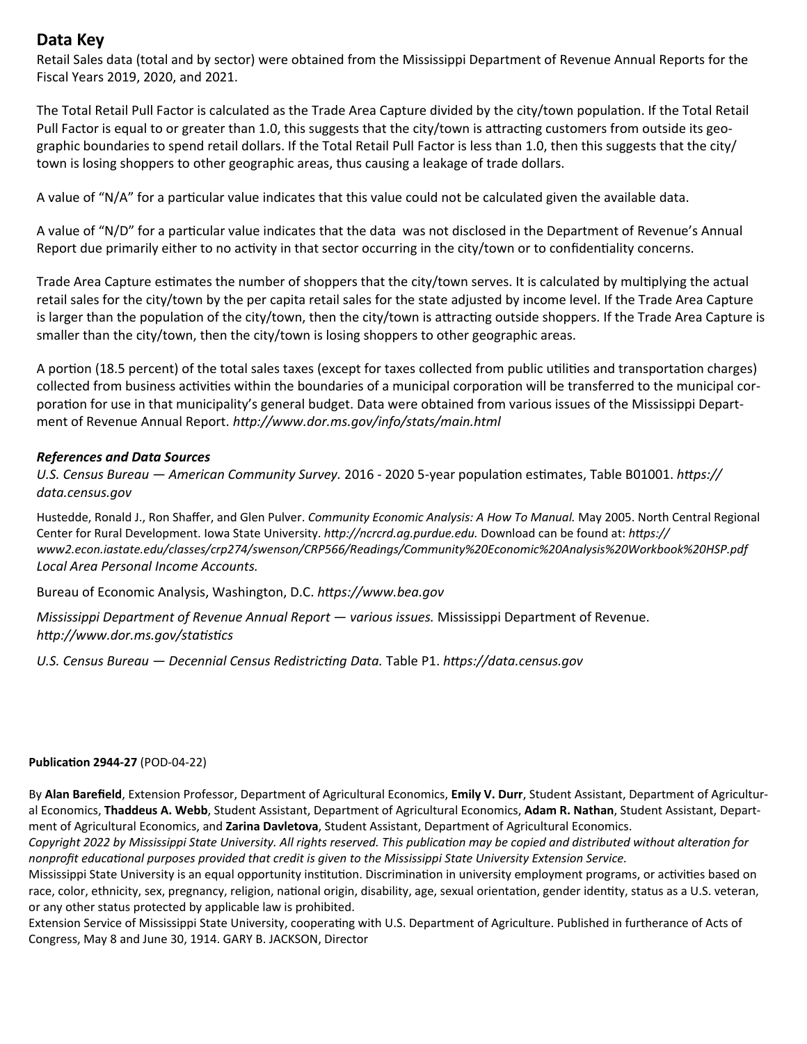## Data Key

Retail Sales data (total and by sector) were obtained from the Mississippi Department of Revenue Annual Reports for the Fiscal Years 2019, 2020, and 2021.

The Total Retail Pull Factor is calculated as the Trade Area Capture divided by the city/town population. If the Total Retail Pull Factor is equal to or greater than 1.0, this suggests that the city/town is attracting customers from outside its geographic boundaries to spend retail dollars. If the Total Retail Pull Factor is less than 1.0, then this suggests that the city/town is losing shoppers to other geographic areas, thus causing a leakage of trade dollars.

A value of "N/A" for a particular value indicates that this value could not be calculated given the available data.

A value of "N/D" for a particular value indicates that the data was not disclosed in the Department of Revenue's Annual Report due primarily either to no activity in that sector occurring in the city/town or to confidentiality concerns.

Trade Area Capture estimates the number of shoppers that the city/town serves. It is calculated by multiplying the actual retail sales for the city/town by the per capita retail sales for the state adjusted by income level. If the Trade Area Capture is larger than the population of the city/town, then the city/town is attracting outside shoppers. If the Trade Area Capture is smaller than the city/town, then the city/town is losing shoppers to other geographic areas.

A portion (18.5 percent) of the total sales taxes (except for taxes collected from public utilities and transportation charges) collected from business activities within the boundaries of a municipal corporation will be transferred to the municipal corporation for use in that municipality's general budget. Data were obtained from various issues of the Mississippi Department of Revenue Annual Report. *http://www.dor.ms.gov/info/stats/main.html*

### *References and Data Sources*

*U.S. Census Bureau — American Community Survey.* 2016 - 2020 5-year population estimates, Table B01001. *https://data.census.gov*

Hustedde, Ronald J., Ron Shaffer, and Glen Pulver. *Community Economic Analysis: A How To Manual.* May 2005. North Central Regional Center for Rural Development. Iowa State University. *http://ncrcrd.ag.purdue.edu.* Download can be found at: *https://www2.econ.iastate.edu/classes/crp274/swenson/CRP566/Readings/Community%20Economic%20Analysis%20Workbook%20HSP.pdf* *Local Area Personal Income Accounts.*

Bureau of Economic Analysis, Washington, D.C. *https://www.bea.gov*

*Mississippi Department of Revenue Annual Report — various issues.* Mississippi Department of Revenue. *http://www.dor.ms.gov/statistics*

*U.S. Census Bureau — Decennial Census Redistricting Data.* Table P1. *https://data.census.gov*

**Publication 2944-27** (POD-04-22)

By **Alan Barefield**, Extension Professor, Department of Agricultural Economics, **Emily V. Durr**, Student Assistant, Department of Agricultural Economics, **Thaddeus A. Webb**, Student Assistant, Department of Agricultural Economics, **Adam R. Nathan**, Student Assistant, Department of Agricultural Economics, and **Zarina Davletova**, Student Assistant, Department of Agricultural Economics.

*Copyright 2022 by Mississippi State University. All rights reserved. This publication may be copied and distributed without alteration for nonprofit educational purposes provided that credit is given to the Mississippi State University Extension Service.*

Mississippi State University is an equal opportunity institution. Discrimination in university employment programs, or activities based on race, color, ethnicity, sex, pregnancy, religion, national origin, disability, age, sexual orientation, gender identity, status as a U.S. veteran, or any other status protected by applicable law is prohibited.

Extension Service of Mississippi State University, cooperating with U.S. Department of Agriculture. Published in furtherance of Acts of Congress, May 8 and June 30, 1914. GARY B. JACKSON, Director